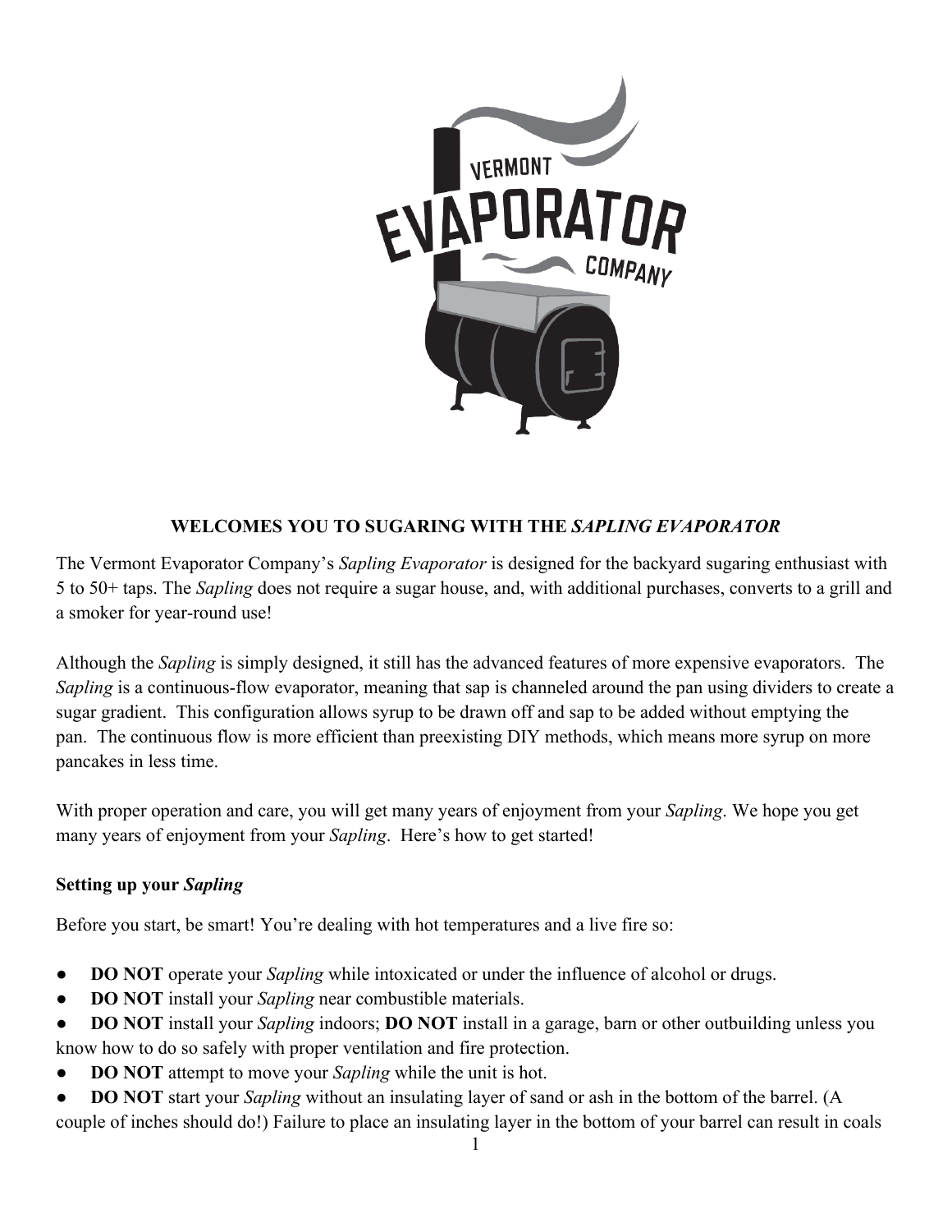**WELCOMES YOU TO SUGARING WITH THE *SAPLING EVAPORATOR***

The Vermont Evaporator Company's *Sapling Evaporator* is designed for the backyard sugaring enthusiast with 5 to 50+ taps. The *Sapling* does not require a sugar house, and, with additional purchases, converts to a grill and a smoker for year-round use!

Although the *Sapling* is simply designed, it still has the advanced features of more expensive evaporators. The *Sapling* is a continuous-flow evaporator, meaning that sap is channeled around the pan using dividers to create a sugar gradient. This configuration allows syrup to be drawn off and sap to be added without emptying the pan. The continuous flow is more efficient than preexisting DIY methods, which means more syrup on more pancakes in less time.

With proper operation and care, you will get many years of enjoyment from your *Sapling*. We hope you get many years of enjoyment from your *Sapling*. Here's how to get started!

## Setting up your *Sapling*

Before you start, be smart! You're dealing with hot temperatures and a live fire so:

- **DO NOT** operate your *Sapling* while intoxicated or under the influence of alcohol or drugs.
- **DO NOT** install your *Sapling* near combustible materials.
- **DO NOT** install your *Sapling* indoors; **DO NOT** install in a garage, barn or other outbuilding unless you know how to do so safely with proper ventilation and fire protection.
- **DO NOT** attempt to move your *Sapling* while the unit is hot.
- **DO NOT** start your *Sapling* without an insulating layer of sand or ash in the bottom of the barrel. (A couple of inches should do!) Failure to place an insulating layer in the bottom of your barrel can result in coals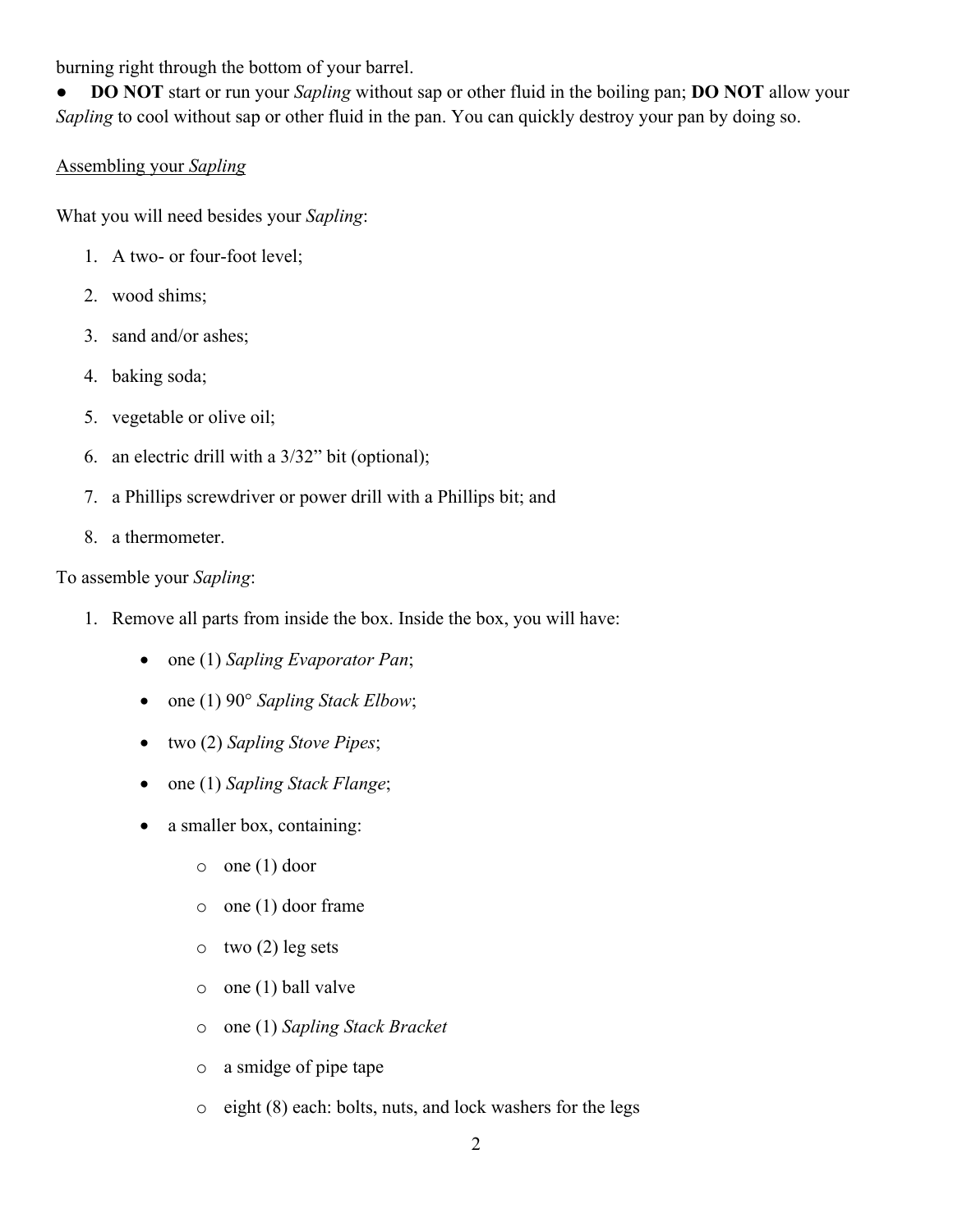burning right through the bottom of your barrel.

● **DO NOT** start or run your *Sapling* without sap or other fluid in the boiling pan; **DO NOT** allow your *Sapling* to cool without sap or other fluid in the pan. You can quickly destroy your pan by doing so.

<u>Assembling your *Sapling*</u>

What you will need besides your *Sapling*:

1. A two- or four-foot level;
2. wood shims;
3. sand and/or ashes;
4. baking soda;
5. vegetable or olive oil;
6. an electric drill with a 3/32" bit (optional);
7. a Phillips screwdriver or power drill with a Phillips bit; and
8. a thermometer.

To assemble your *Sapling*:

1. Remove all parts from inside the box. Inside the box, you will have:
    - one (1) *Sapling Evaporator Pan*;
    - one (1) 90° *Sapling Stack Elbow*;
    - two (2) *Sapling Stove Pipes*;
    - one (1) *Sapling Stack Flange*;
    - a smaller box, containing:
        - one (1) door
        - one (1) door frame
        - two (2) leg sets
        - one (1) ball valve
        - one (1) *Sapling Stack Bracket*
        - a smidge of pipe tape
        - eight (8) each: bolts, nuts, and lock washers for the legs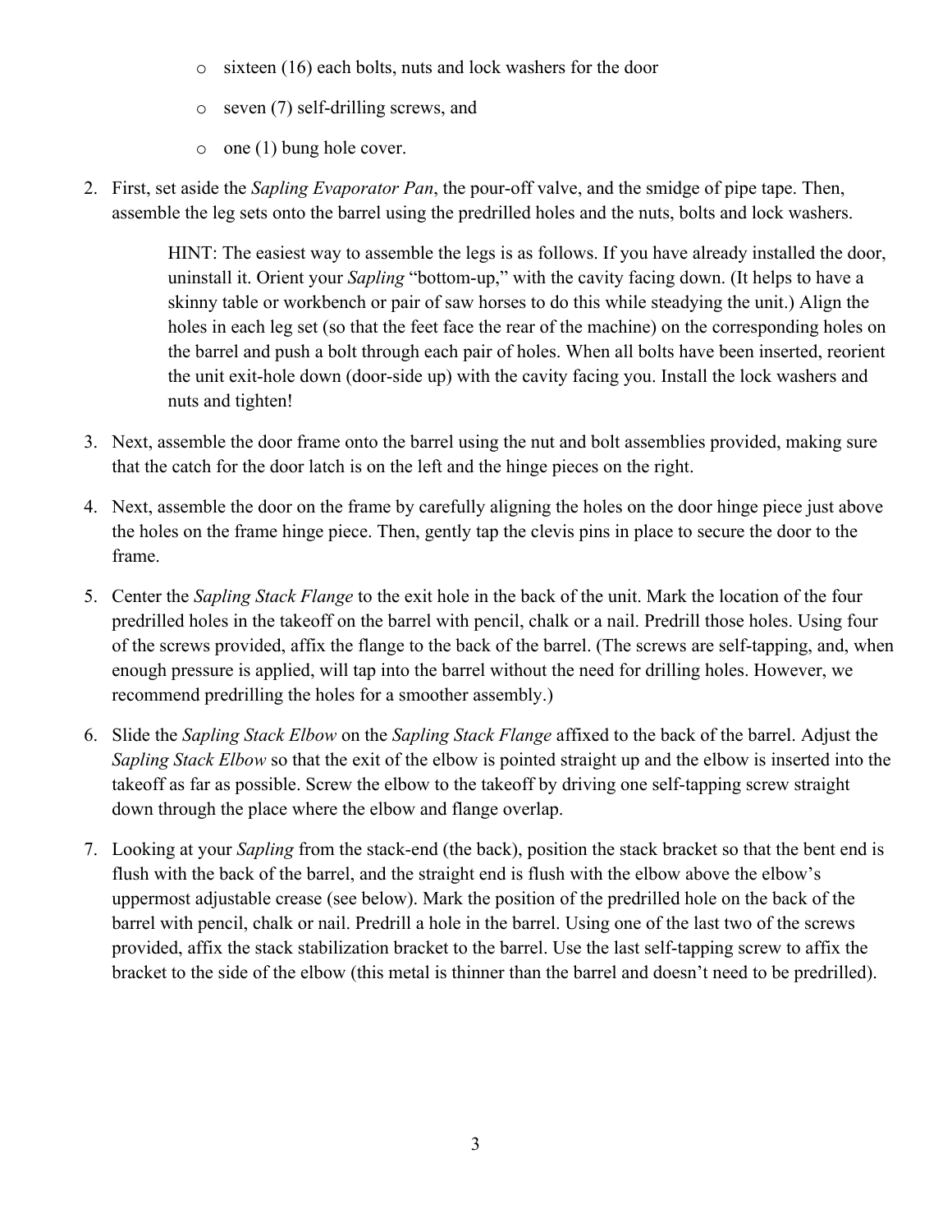- sixteen (16) each bolts, nuts and lock washers for the door
- seven (7) self-drilling screws, and
- one (1) bung hole cover.

2. First, set aside the *Sapling Evaporator Pan*, the pour-off valve, and the smidge of pipe tape. Then, assemble the leg sets onto the barrel using the predrilled holes and the nuts, bolts and lock washers.

   HINT: The easiest way to assemble the legs is as follows. If you have already installed the door, uninstall it. Orient your *Sapling* "bottom-up," with the cavity facing down. (It helps to have a skinny table or workbench or pair of saw horses to do this while steadying the unit.) Align the holes in each leg set (so that the feet face the rear of the machine) on the corresponding holes on the barrel and push a bolt through each pair of holes. When all bolts have been inserted, reorient the unit exit-hole down (door-side up) with the cavity facing you. Install the lock washers and nuts and tighten!

3. Next, assemble the door frame onto the barrel using the nut and bolt assemblies provided, making sure that the catch for the door latch is on the left and the hinge pieces on the right.

4. Next, assemble the door on the frame by carefully aligning the holes on the door hinge piece just above the holes on the frame hinge piece. Then, gently tap the clevis pins in place to secure the door to the frame.

5. Center the *Sapling Stack Flange* to the exit hole in the back of the unit. Mark the location of the four predrilled holes in the takeoff on the barrel with pencil, chalk or a nail. Predrill those holes. Using four of the screws provided, affix the flange to the back of the barrel. (The screws are self-tapping, and, when enough pressure is applied, will tap into the barrel without the need for drilling holes. However, we recommend predrilling the holes for a smoother assembly.)

6. Slide the *Sapling Stack Elbow* on the *Sapling Stack Flange* affixed to the back of the barrel. Adjust the *Sapling Stack Elbow* so that the exit of the elbow is pointed straight up and the elbow is inserted into the takeoff as far as possible. Screw the elbow to the takeoff by driving one self-tapping screw straight down through the place where the elbow and flange overlap.

7. Looking at your *Sapling* from the stack-end (the back), position the stack bracket so that the bent end is flush with the back of the barrel, and the straight end is flush with the elbow above the elbow's uppermost adjustable crease (see below). Mark the position of the predrilled hole on the back of the barrel with pencil, chalk or nail. Predrill a hole in the barrel. Using one of the last two of the screws provided, affix the stack stabilization bracket to the barrel. Use the last self-tapping screw to affix the bracket to the side of the elbow (this metal is thinner than the barrel and doesn't need to be predrilled).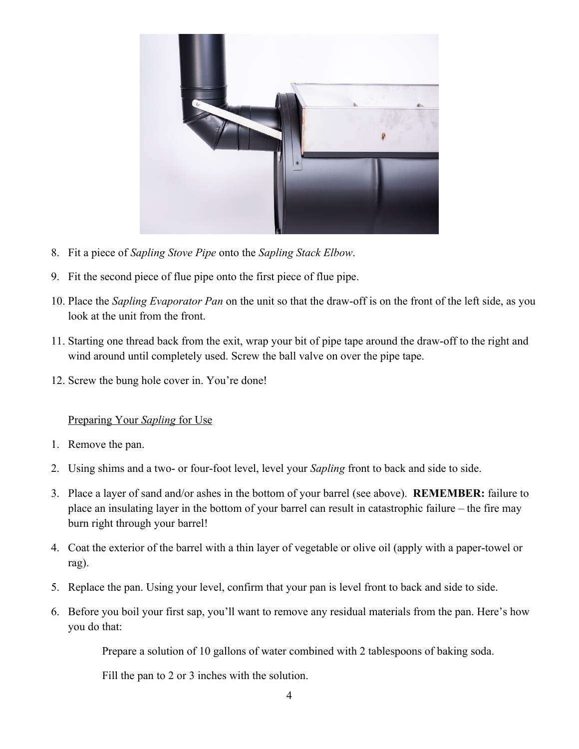8. Fit a piece of *Sapling Stove Pipe* onto the *Sapling Stack Elbow*.
9. Fit the second piece of flue pipe onto the first piece of flue pipe.
10. Place the *Sapling Evaporator Pan* on the unit so that the draw-off is on the front of the left side, as you look at the unit from the front.
11. Starting one thread back from the exit, wrap your bit of pipe tape around the draw-off to the right and wind around until completely used. Screw the ball valve on over the pipe tape.
12. Screw the bung hole cover in. You're done!

<u>Preparing Your *Sapling* for Use</u>

1. Remove the pan.
2. Using shims and a two- or four-foot level, level your *Sapling* front to back and side to side.
3. Place a layer of sand and/or ashes in the bottom of your barrel (see above). **REMEMBER:** failure to place an insulating layer in the bottom of your barrel can result in catastrophic failure – the fire may burn right through your barrel!
4. Coat the exterior of the barrel with a thin layer of vegetable or olive oil (apply with a paper-towel or rag).
5. Replace the pan. Using your level, confirm that your pan is level front to back and side to side.
6. Before you boil your first sap, you'll want to remove any residual materials from the pan. Here's how you do that:

   Prepare a solution of 10 gallons of water combined with 2 tablespoons of baking soda.

   Fill the pan to 2 or 3 inches with the solution.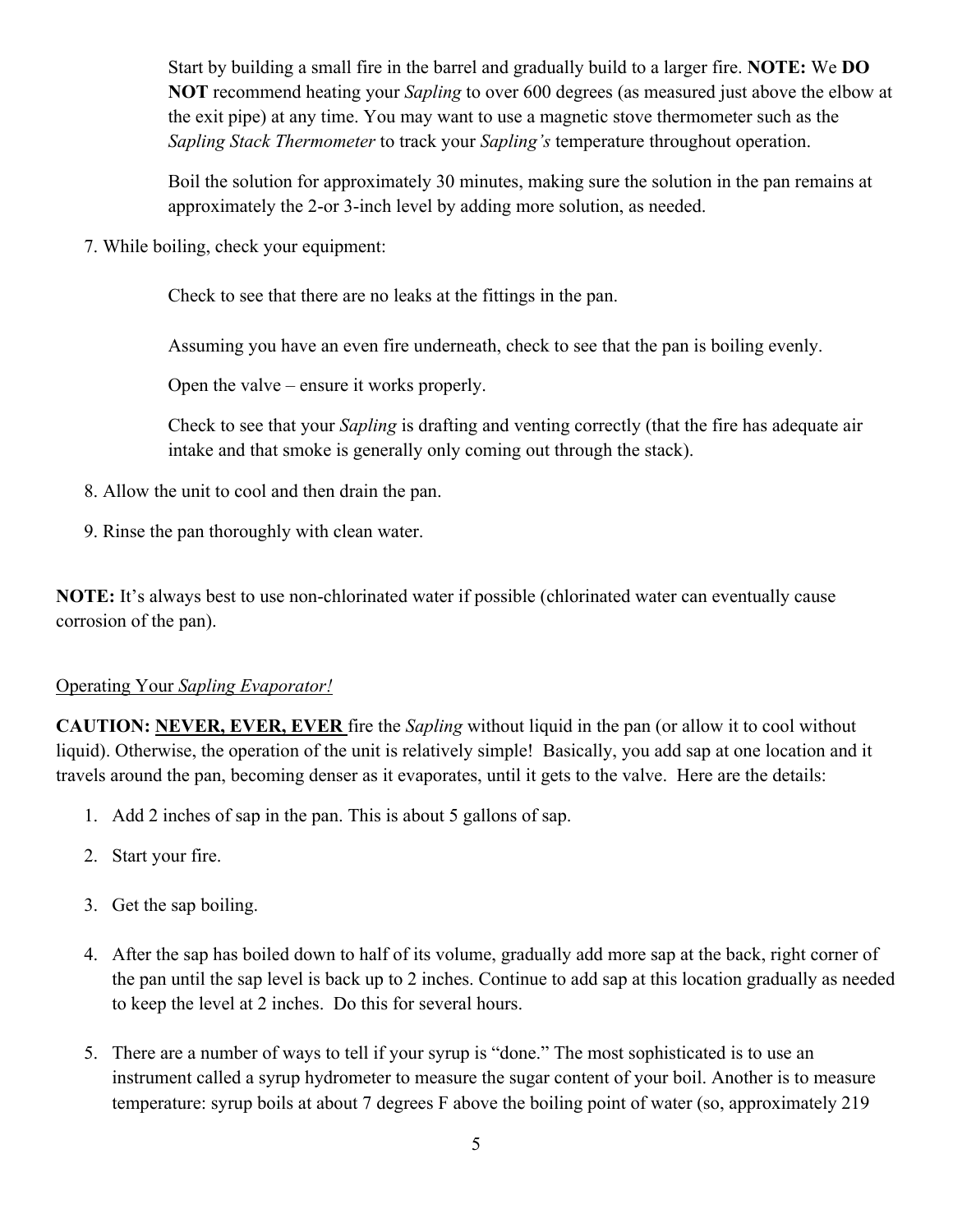Start by building a small fire in the barrel and gradually build to a larger fire. **NOTE:** We **DO NOT** recommend heating your *Sapling* to over 600 degrees (as measured just above the elbow at the exit pipe) at any time. You may want to use a magnetic stove thermometer such as the *Sapling Stack Thermometer* to track your *Sapling's* temperature throughout operation.

Boil the solution for approximately 30 minutes, making sure the solution in the pan remains at approximately the 2-or 3-inch level by adding more solution, as needed.

7. While boiling, check your equipment:

   Check to see that there are no leaks at the fittings in the pan.

   Assuming you have an even fire underneath, check to see that the pan is boiling evenly.

   Open the valve – ensure it works properly.

   Check to see that your *Sapling* is drafting and venting correctly (that the fire has adequate air intake and that smoke is generally only coming out through the stack).

8. Allow the unit to cool and then drain the pan.

9. Rinse the pan thoroughly with clean water.

**NOTE:** It's always best to use non-chlorinated water if possible (chlorinated water can eventually cause corrosion of the pan).

## Operating Your *Sapling Evaporator!*

**CAUTION:** **NEVER, EVER, EVER** fire the *Sapling* without liquid in the pan (or allow it to cool without liquid). Otherwise, the operation of the unit is relatively simple! Basically, you add sap at one location and it travels around the pan, becoming denser as it evaporates, until it gets to the valve. Here are the details:

1. Add 2 inches of sap in the pan. This is about 5 gallons of sap.
2. Start your fire.
3. Get the sap boiling.
4. After the sap has boiled down to half of its volume, gradually add more sap at the back, right corner of the pan until the sap level is back up to 2 inches. Continue to add sap at this location gradually as needed to keep the level at 2 inches. Do this for several hours.
5. There are a number of ways to tell if your syrup is "done." The most sophisticated is to use an instrument called a syrup hydrometer to measure the sugar content of your boil. Another is to measure temperature: syrup boils at about 7 degrees F above the boiling point of water (so, approximately 219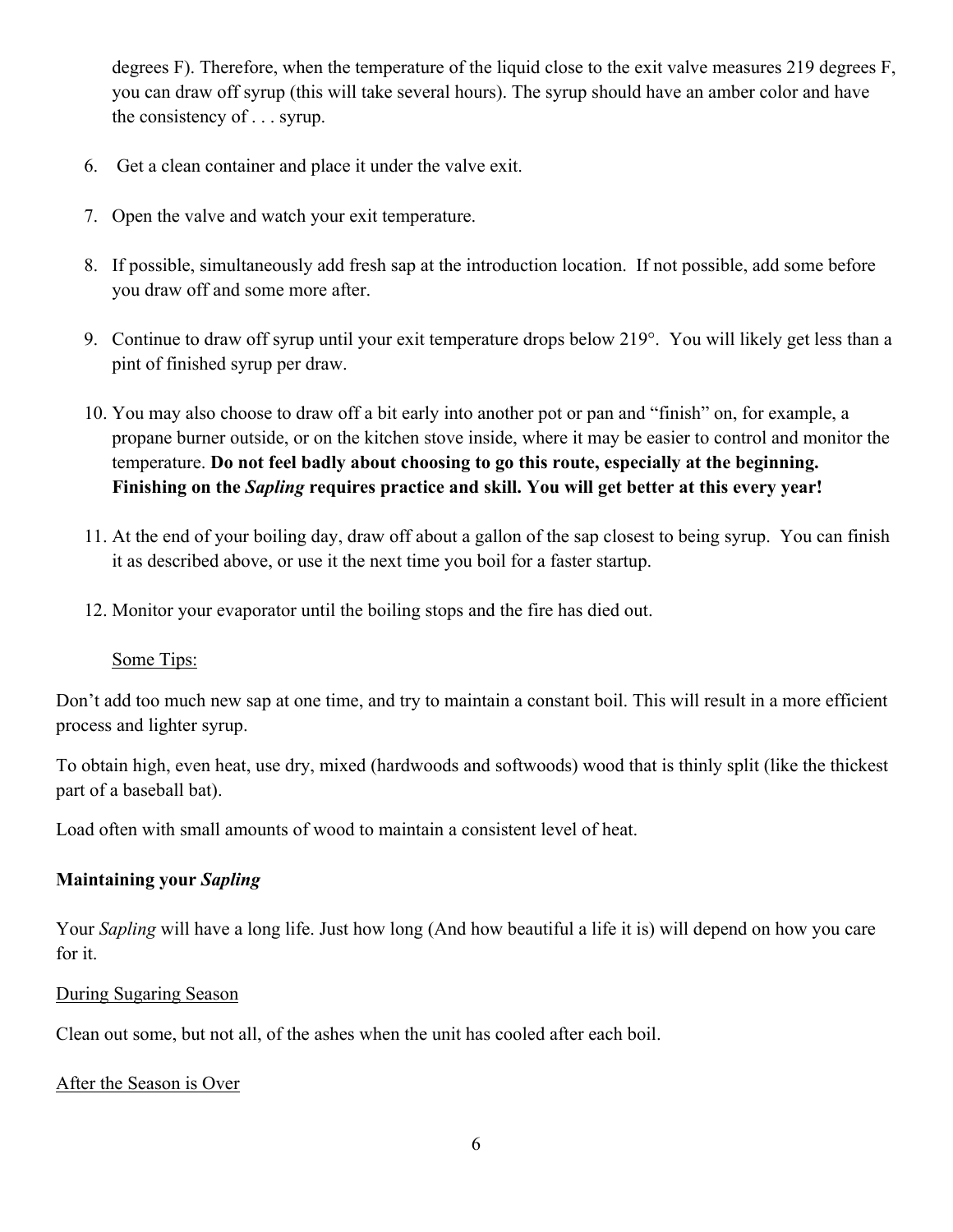degrees F). Therefore, when the temperature of the liquid close to the exit valve measures 219 degrees F, you can draw off syrup (this will take several hours). The syrup should have an amber color and have the consistency of . . . syrup.

6. Get a clean container and place it under the valve exit.

7. Open the valve and watch your exit temperature.

8. If possible, simultaneously add fresh sap at the introduction location. If not possible, add some before you draw off and some more after.

9. Continue to draw off syrup until your exit temperature drops below 219°. You will likely get less than a pint of finished syrup per draw.

10. You may also choose to draw off a bit early into another pot or pan and "finish" on, for example, a propane burner outside, or on the kitchen stove inside, where it may be easier to control and monitor the temperature. **Do not feel badly about choosing to go this route, especially at the beginning. Finishing on the *Sapling* requires practice and skill. You will get better at this every year!**

11. At the end of your boiling day, draw off about a gallon of the sap closest to being syrup. You can finish it as described above, or use it the next time you boil for a faster startup.

12. Monitor your evaporator until the boiling stops and the fire has died out.

<u>Some Tips:</u>

Don't add too much new sap at one time, and try to maintain a constant boil. This will result in a more efficient process and lighter syrup.

To obtain high, even heat, use dry, mixed (hardwoods and softwoods) wood that is thinly split (like the thickest part of a baseball bat).

Load often with small amounts of wood to maintain a consistent level of heat.

**Maintaining your *Sapling***

Your *Sapling* will have a long life. Just how long (And how beautiful a life it is) will depend on how you care for it.

<u>During Sugaring Season</u>

Clean out some, but not all, of the ashes when the unit has cooled after each boil.

<u>After the Season is Over</u>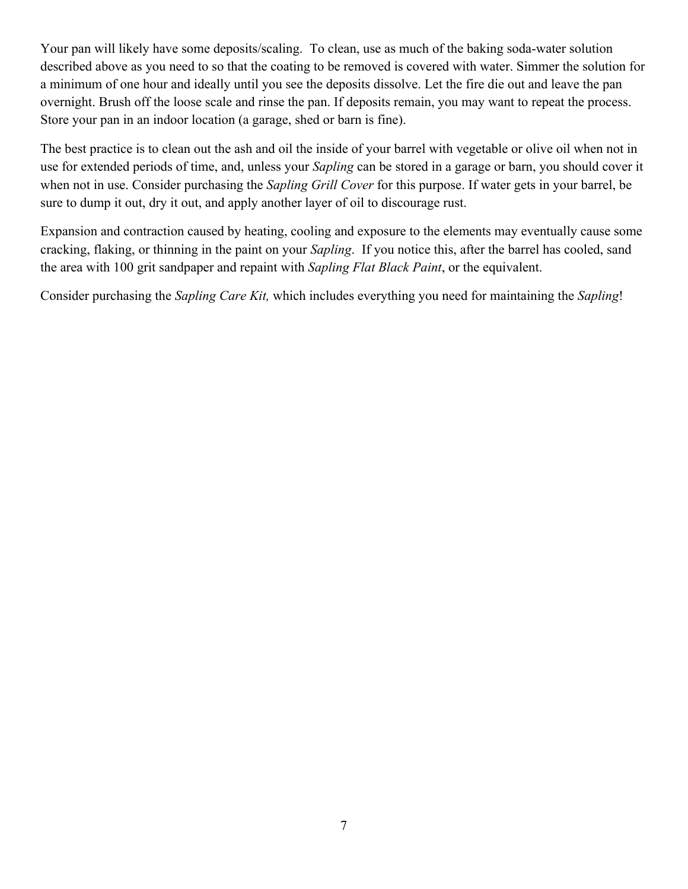Your pan will likely have some deposits/scaling. To clean, use as much of the baking soda-water solution described above as you need to so that the coating to be removed is covered with water. Simmer the solution for a minimum of one hour and ideally until you see the deposits dissolve. Let the fire die out and leave the pan overnight. Brush off the loose scale and rinse the pan. If deposits remain, you may want to repeat the process. Store your pan in an indoor location (a garage, shed or barn is fine).

The best practice is to clean out the ash and oil the inside of your barrel with vegetable or olive oil when not in use for extended periods of time, and, unless your *Sapling* can be stored in a garage or barn, you should cover it when not in use. Consider purchasing the *Sapling Grill Cover* for this purpose. If water gets in your barrel, be sure to dump it out, dry it out, and apply another layer of oil to discourage rust.

Expansion and contraction caused by heating, cooling and exposure to the elements may eventually cause some cracking, flaking, or thinning in the paint on your *Sapling*. If you notice this, after the barrel has cooled, sand the area with 100 grit sandpaper and repaint with *Sapling Flat Black Paint*, or the equivalent.

Consider purchasing the *Sapling Care Kit,* which includes everything you need for maintaining the *Sapling*!